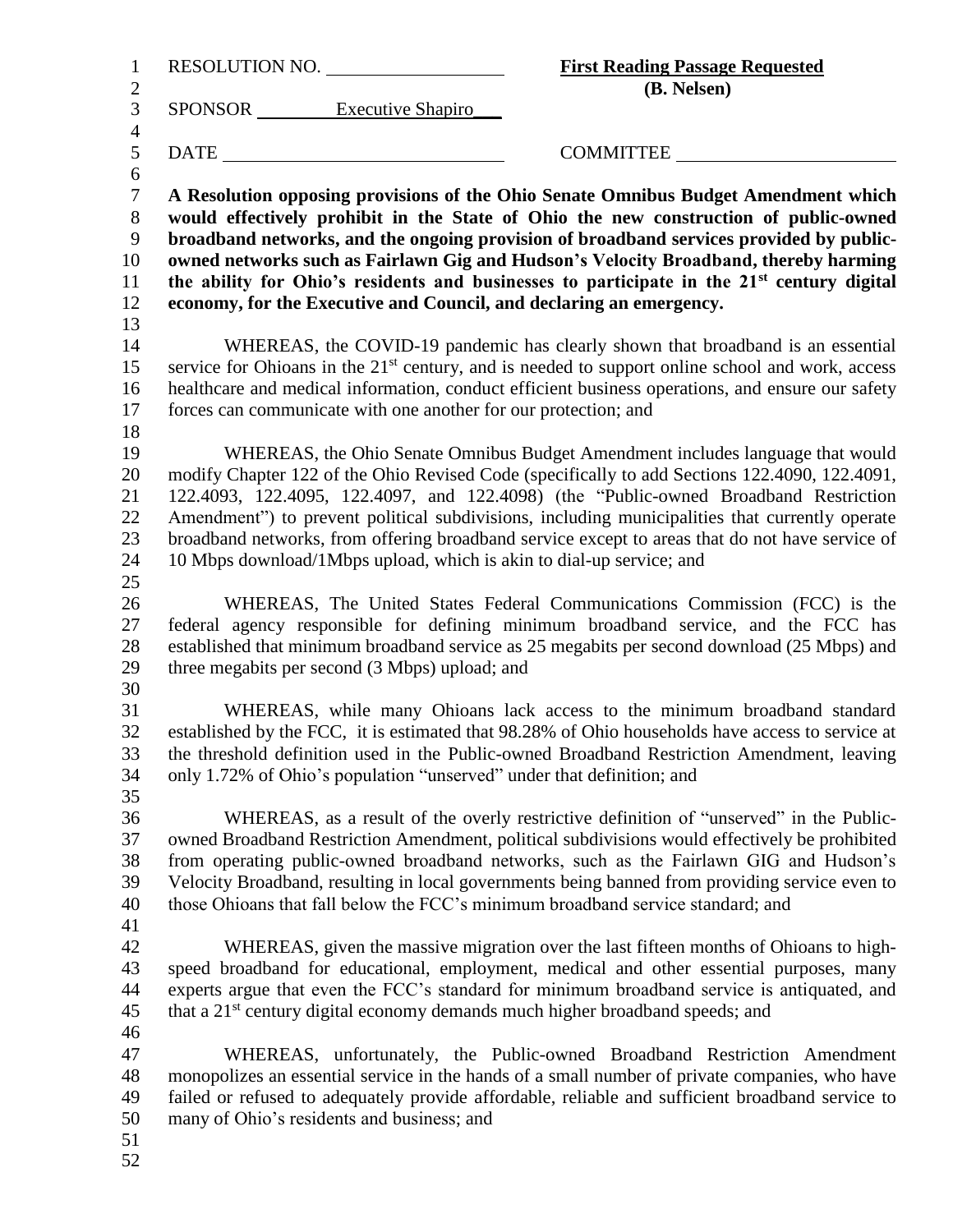RESOLUTION NO. ____________________ **First Reading Passage Requested**

**(B. Nelsen)**

SPONSOR _________Executive Shapiro___

DATE ______________________________ COMMITTEE ________________________

**A Resolution opposing provisions of the Ohio Senate Omnibus Budget Amendment which would effectively prohibit in the State of Ohio the new construction of public-owned broadband networks, and the ongoing provision of broadband services provided by public-owned networks such as Fairlawn Gig and Hudson's Velocity Broadband, thereby harming the ability for Ohio's residents and businesses to participate in the 21st century digital economy, for the Executive and Council, and declaring an emergency.**

WHEREAS, the COVID-19 pandemic has clearly shown that broadband is an essential service for Ohioans in the 21st century, and is needed to support online school and work, access healthcare and medical information, conduct efficient business operations, and ensure our safety forces can communicate with one another for our protection; and

WHEREAS, the Ohio Senate Omnibus Budget Amendment includes language that would modify Chapter 122 of the Ohio Revised Code (specifically to add Sections 122.4090, 122.4091, 122.4093, 122.4095, 122.4097, and 122.4098) (the "Public-owned Broadband Restriction Amendment") to prevent political subdivisions, including municipalities that currently operate broadband networks, from offering broadband service except to areas that do not have service of 10 Mbps download/1Mbps upload, which is akin to dial-up service; and

WHEREAS, The United States Federal Communications Commission (FCC) is the federal agency responsible for defining minimum broadband service, and the FCC has established that minimum broadband service as 25 megabits per second download (25 Mbps) and three megabits per second (3 Mbps) upload; and

WHEREAS, while many Ohioans lack access to the minimum broadband standard established by the FCC, it is estimated that 98.28% of Ohio households have access to service at the threshold definition used in the Public-owned Broadband Restriction Amendment, leaving only 1.72% of Ohio's population "unserved" under that definition; and

WHEREAS, as a result of the overly restrictive definition of "unserved" in the Public-owned Broadband Restriction Amendment, political subdivisions would effectively be prohibited from operating public-owned broadband networks, such as the Fairlawn GIG and Hudson's Velocity Broadband, resulting in local governments being banned from providing service even to those Ohioans that fall below the FCC's minimum broadband service standard; and

WHEREAS, given the massive migration over the last fifteen months of Ohioans to high-speed broadband for educational, employment, medical and other essential purposes, many experts argue that even the FCC's standard for minimum broadband service is antiquated, and that a 21st century digital economy demands much higher broadband speeds; and

WHEREAS, unfortunately, the Public-owned Broadband Restriction Amendment monopolizes an essential service in the hands of a small number of private companies, who have failed or refused to adequately provide affordable, reliable and sufficient broadband service to many of Ohio's residents and business; and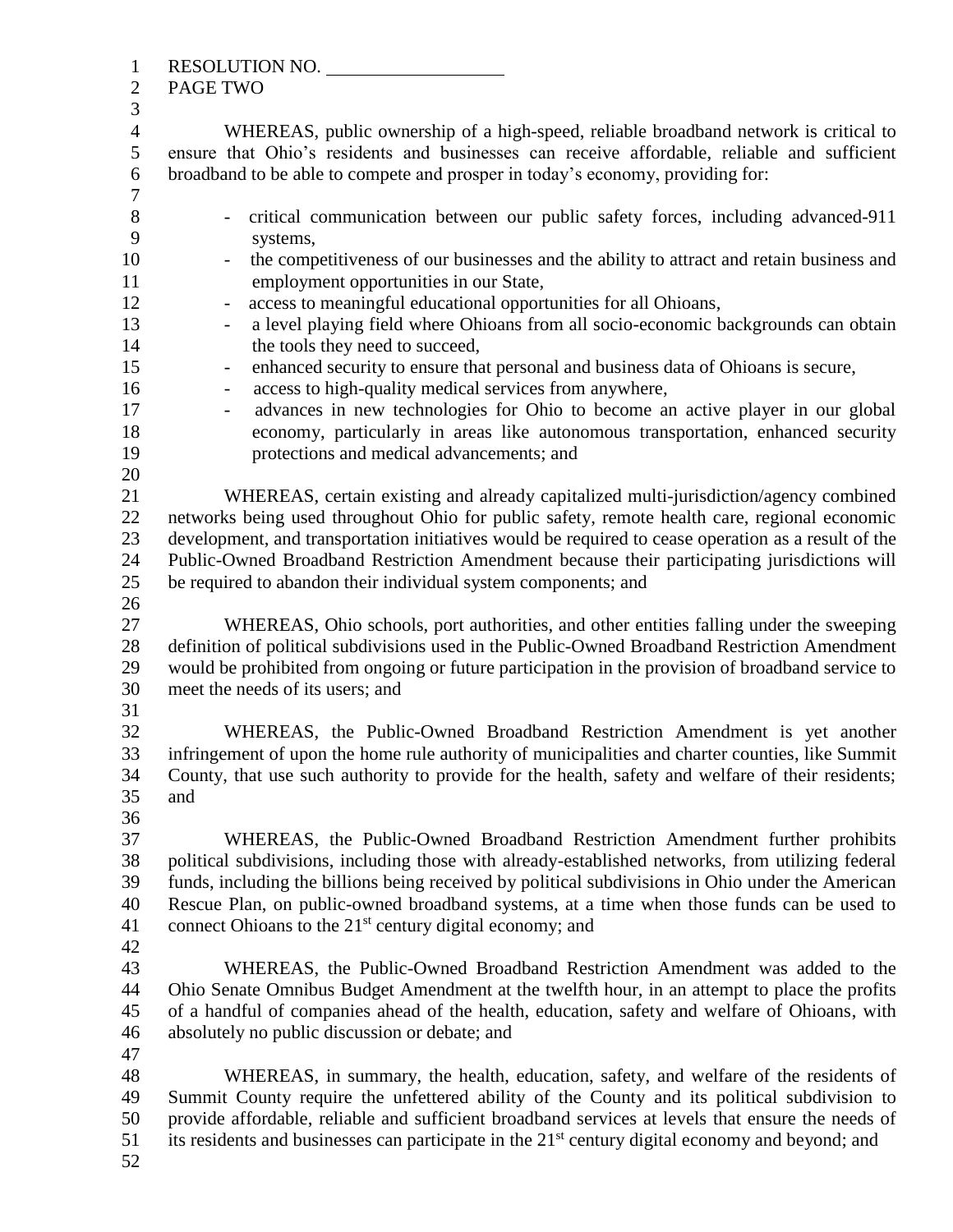RESOLUTION NO. ___________________
PAGE TWO

WHEREAS, public ownership of a high-speed, reliable broadband network is critical to ensure that Ohio's residents and businesses can receive affordable, reliable and sufficient broadband to be able to compete and prosper in today's economy, providing for:

- critical communication between our public safety forces, including advanced-911 systems,
- the competitiveness of our businesses and the ability to attract and retain business and employment opportunities in our State,
- access to meaningful educational opportunities for all Ohioans,
- a level playing field where Ohioans from all socio-economic backgrounds can obtain the tools they need to succeed,
- enhanced security to ensure that personal and business data of Ohioans is secure,
- access to high-quality medical services from anywhere,
- advances in new technologies for Ohio to become an active player in our global economy, particularly in areas like autonomous transportation, enhanced security protections and medical advancements; and

WHEREAS, certain existing and already capitalized multi-jurisdiction/agency combined networks being used throughout Ohio for public safety, remote health care, regional economic development, and transportation initiatives would be required to cease operation as a result of the Public-Owned Broadband Restriction Amendment because their participating jurisdictions will be required to abandon their individual system components; and

WHEREAS, Ohio schools, port authorities, and other entities falling under the sweeping definition of political subdivisions used in the Public-Owned Broadband Restriction Amendment would be prohibited from ongoing or future participation in the provision of broadband service to meet the needs of its users; and

WHEREAS, the Public-Owned Broadband Restriction Amendment is yet another infringement of upon the home rule authority of municipalities and charter counties, like Summit County, that use such authority to provide for the health, safety and welfare of their residents; and

WHEREAS, the Public-Owned Broadband Restriction Amendment further prohibits political subdivisions, including those with already-established networks, from utilizing federal funds, including the billions being received by political subdivisions in Ohio under the American Rescue Plan, on public-owned broadband systems, at a time when those funds can be used to connect Ohioans to the 21st century digital economy; and

WHEREAS, the Public-Owned Broadband Restriction Amendment was added to the Ohio Senate Omnibus Budget Amendment at the twelfth hour, in an attempt to place the profits of a handful of companies ahead of the health, education, safety and welfare of Ohioans, with absolutely no public discussion or debate; and

WHEREAS, in summary, the health, education, safety, and welfare of the residents of Summit County require the unfettered ability of the County and its political subdivision to provide affordable, reliable and sufficient broadband services at levels that ensure the needs of its residents and businesses can participate in the 21st century digital economy and beyond; and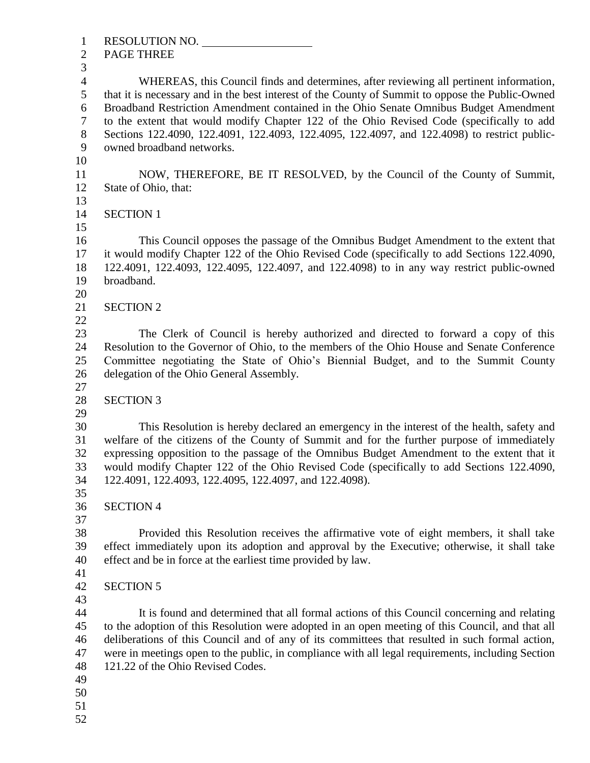WHEREAS, this Council finds and determines, after reviewing all pertinent information, that it is necessary and in the best interest of the County of Summit to oppose the Public-Owned Broadband Restriction Amendment contained in the Ohio Senate Omnibus Budget Amendment to the extent that would modify Chapter 122 of the Ohio Revised Code (specifically to add Sections 122.4090, 122.4091, 122.4093, 122.4095, 122.4097, and 122.4098) to restrict public-owned broadband networks.

NOW, THEREFORE, BE IT RESOLVED, by the Council of the County of Summit, State of Ohio, that:

SECTION 1

This Council opposes the passage of the Omnibus Budget Amendment to the extent that it would modify Chapter 122 of the Ohio Revised Code (specifically to add Sections 122.4090, 122.4091, 122.4093, 122.4095, 122.4097, and 122.4098) to in any way restrict public-owned broadband.

SECTION 2

The Clerk of Council is hereby authorized and directed to forward a copy of this Resolution to the Governor of Ohio, to the members of the Ohio House and Senate Conference Committee negotiating the State of Ohio's Biennial Budget, and to the Summit County delegation of the Ohio General Assembly.

SECTION 3

This Resolution is hereby declared an emergency in the interest of the health, safety and welfare of the citizens of the County of Summit and for the further purpose of immediately expressing opposition to the passage of the Omnibus Budget Amendment to the extent that it would modify Chapter 122 of the Ohio Revised Code (specifically to add Sections 122.4090, 122.4091, 122.4093, 122.4095, 122.4097, and 122.4098).

SECTION 4

Provided this Resolution receives the affirmative vote of eight members, it shall take effect immediately upon its adoption and approval by the Executive; otherwise, it shall take effect and be in force at the earliest time provided by law.

SECTION 5

It is found and determined that all formal actions of this Council concerning and relating to the adoption of this Resolution were adopted in an open meeting of this Council, and that all deliberations of this Council and of any of its committees that resulted in such formal action, were in meetings open to the public, in compliance with all legal requirements, including Section 121.22 of the Ohio Revised Codes.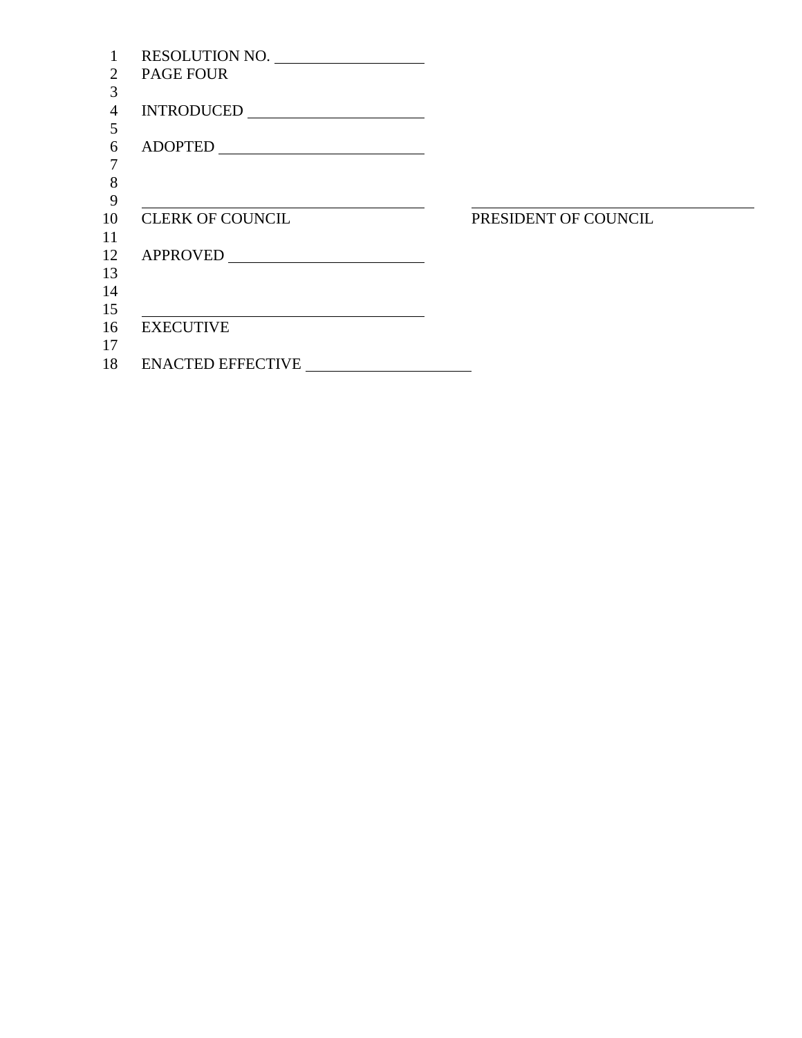RESOLUTION NO. ____________________
PAGE FOUR

INTRODUCED ______________________

ADOPTED __________________________

______________________________________ &nbsp;&nbsp;&nbsp;&nbsp;&nbsp;&nbsp;&nbsp;&nbsp; ______________________________________
CLERK OF COUNCIL &nbsp;&nbsp;&nbsp;&nbsp;&nbsp;&nbsp;&nbsp;&nbsp;&nbsp;&nbsp;&nbsp;&nbsp;&nbsp;&nbsp;&nbsp;&nbsp;&nbsp;&nbsp;&nbsp;&nbsp;&nbsp;&nbsp;&nbsp;&nbsp;&nbsp;&nbsp;&nbsp;&nbsp;&nbsp;&nbsp;&nbsp;&nbsp; PRESIDENT OF COUNCIL

APPROVED _________________________

______________________________________
EXECUTIVE

ENACTED EFFECTIVE ____________________